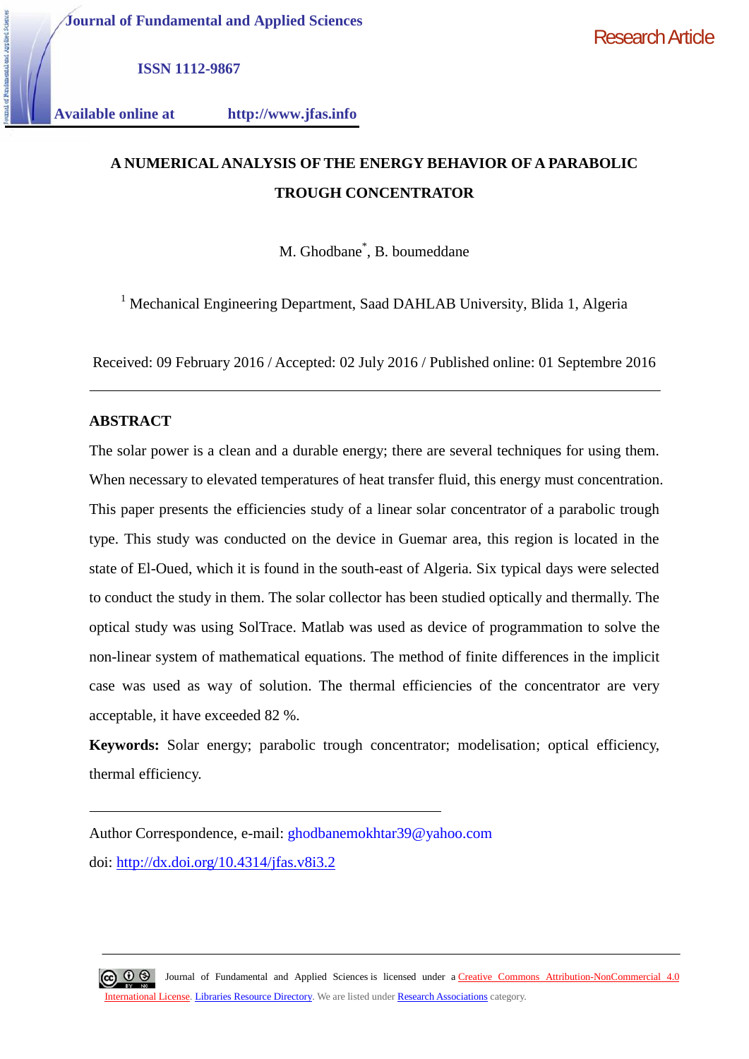Journal of Fundamental and Applied Sciences

ISSN 1112-9867

Available online at http://www.jfas.info

Research Article

# A NUMERICAL ANALYSIS OF THE ENERGY BEHAVIOR OF A PARABOLIC TROUGH CONCENTRATOR

M. Ghodbane*, B. boumeddane

[1] Mechanical Engineering Department, Saad DAHLAB University, Blida 1, Algeria

Received: 09 February 2016 / Accepted: 02 July 2016 / Published online: 01 Septembre 2016

## ABSTRACT

The solar power is a clean and a durable energy; there are several techniques for using them. When necessary to elevated temperatures of heat transfer fluid, this energy must concentration. This paper presents the efficiencies study of a linear solar concentrator of a parabolic trough type. This study was conducted on the device in Guemar area, this region is located in the state of El-Oued, which it is found in the south-east of Algeria. Six typical days were selected to conduct the study in them. The solar collector has been studied optically and thermally. The optical study was using SolTrace. Matlab was used as device of programmation to solve the non-linear system of mathematical equations. The method of finite differences in the implicit case was used as way of solution. The thermal efficiencies of the concentrator are very acceptable, it have exceeded 82 %.

**Keywords:** Solar energy; parabolic trough concentrator; modelisation; optical efficiency, thermal efficiency.

---

Author Correspondence, e-mail: ghodbanemokhtar39@yahoo.com

doi: http://dx.doi.org/10.4314/jfas.v8i3.2

Journal of Fundamental and Applied Sciences is licensed under a Creative Commons Attribution-NonCommercial 4.0 International License. Libraries Resource Directory. We are listed under Research Associations category.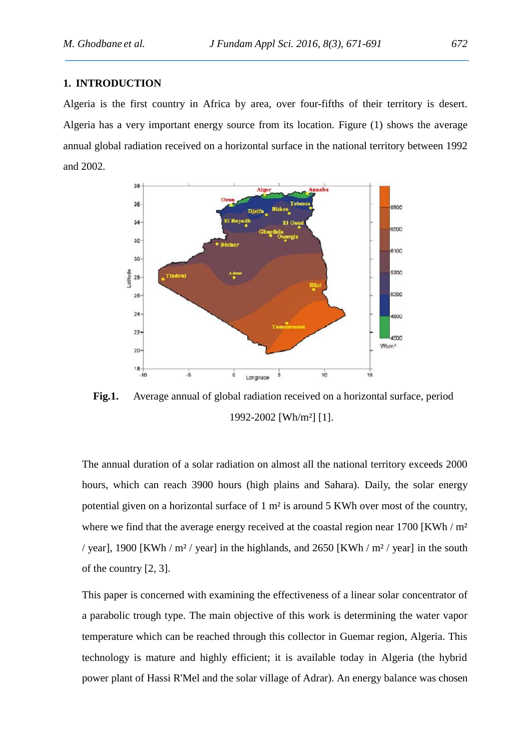## 1. INTRODUCTION

Algeria is the first country in Africa by area, over four-fifths of their territory is desert. Algeria has a very important energy source from its location. Figure (1) shows the average annual global radiation received on a horizontal surface in the national territory between 1992 and 2002.

**Fig.1.** Average annual of global radiation received on a horizontal surface, period 1992-2002 [Wh/m²] [1].

The annual duration of a solar radiation on almost all the national territory exceeds 2000 hours, which can reach 3900 hours (high plains and Sahara). Daily, the solar energy potential given on a horizontal surface of 1 m² is around 5 KWh over most of the country, where we find that the average energy received at the coastal region near 1700 [KWh / m² / year], 1900 [KWh / m² / year] in the highlands, and 2650 [KWh / m² / year] in the south of the country [2, 3].

This paper is concerned with examining the effectiveness of a linear solar concentrator of a parabolic trough type. The main objective of this work is determining the water vapor temperature which can be reached through this collector in Guemar region, Algeria. This technology is mature and highly efficient; it is available today in Algeria (the hybrid power plant of Hassi R'Mel and the solar village of Adrar). An energy balance was chosen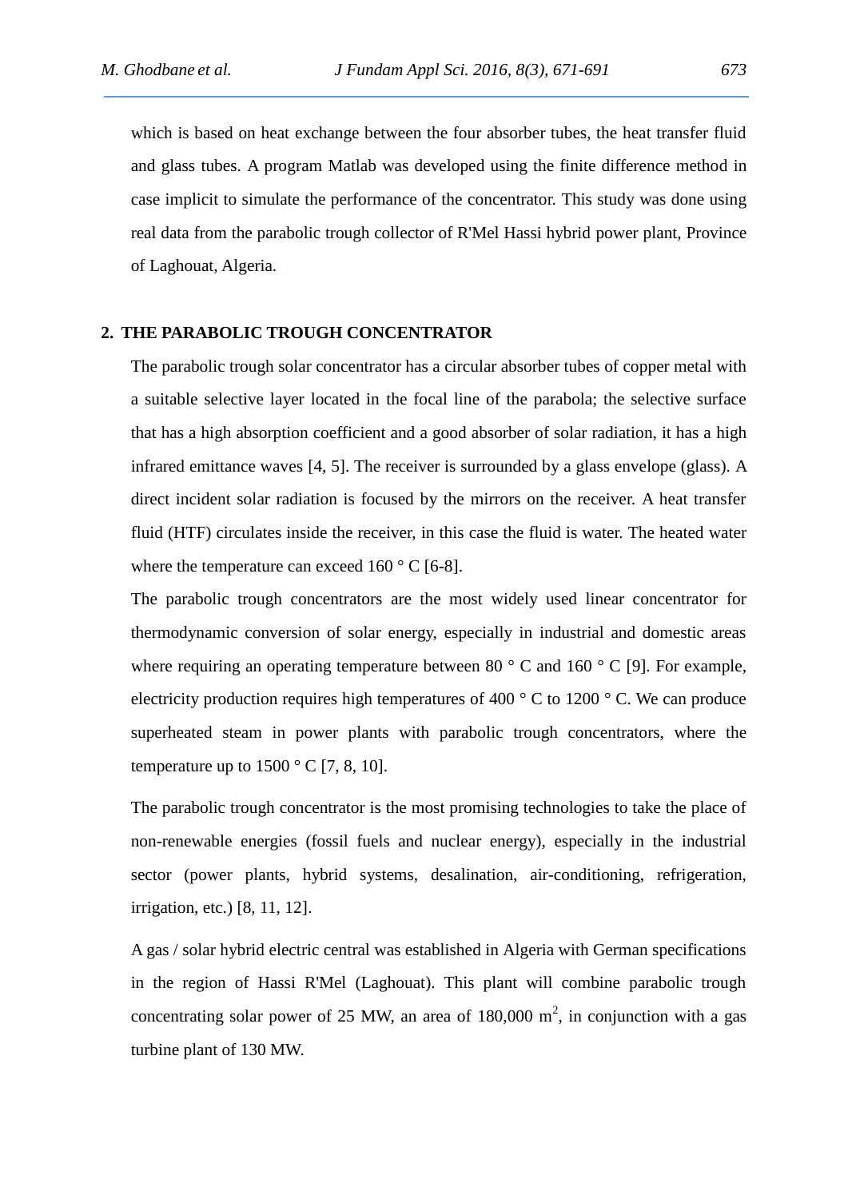which is based on heat exchange between the four absorber tubes, the heat transfer fluid and glass tubes. A program Matlab was developed using the finite difference method in case implicit to simulate the performance of the concentrator. This study was done using real data from the parabolic trough collector of R'Mel Hassi hybrid power plant, Province of Laghouat, Algeria.

## 2. THE PARABOLIC TROUGH CONCENTRATOR

The parabolic trough solar concentrator has a circular absorber tubes of copper metal with a suitable selective layer located in the focal line of the parabola; the selective surface that has a high absorption coefficient and a good absorber of solar radiation, it has a high infrared emittance waves [4, 5]. The receiver is surrounded by a glass envelope (glass). A direct incident solar radiation is focused by the mirrors on the receiver. A heat transfer fluid (HTF) circulates inside the receiver, in this case the fluid is water. The heated water where the temperature can exceed 160 ° C [6-8].

The parabolic trough concentrators are the most widely used linear concentrator for thermodynamic conversion of solar energy, especially in industrial and domestic areas where requiring an operating temperature between 80 ° C and 160 ° C [9]. For example, electricity production requires high temperatures of 400 ° C to 1200 ° C. We can produce superheated steam in power plants with parabolic trough concentrators, where the temperature up to 1500 ° C [7, 8, 10].

The parabolic trough concentrator is the most promising technologies to take the place of non-renewable energies (fossil fuels and nuclear energy), especially in the industrial sector (power plants, hybrid systems, desalination, air-conditioning, refrigeration, irrigation, etc.) [8, 11, 12].

A gas / solar hybrid electric central was established in Algeria with German specifications in the region of Hassi R'Mel (Laghouat). This plant will combine parabolic trough concentrating solar power of 25 MW, an area of 180,000 $m^2$, in conjunction with a gas turbine plant of 130 MW.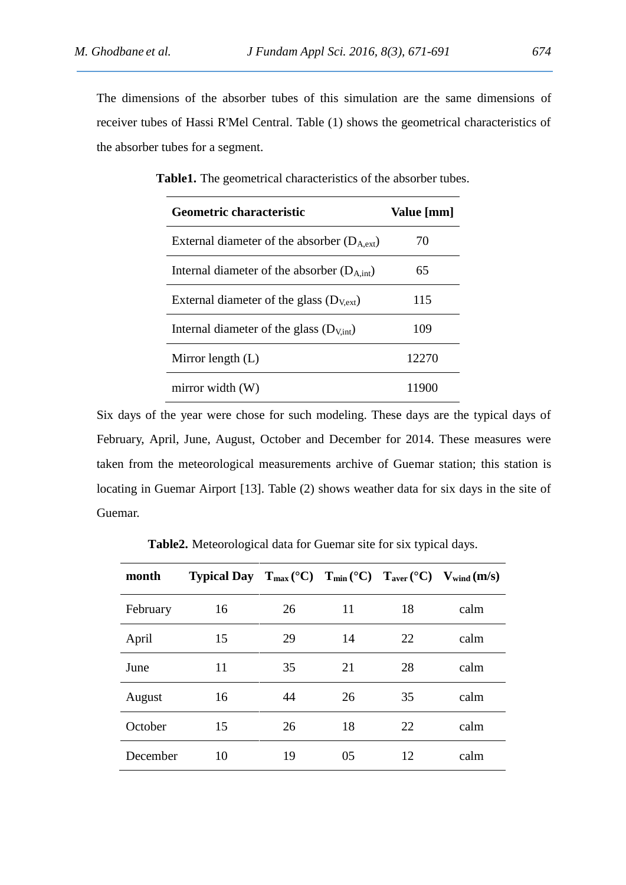The dimensions of the absorber tubes of this simulation are the same dimensions of receiver tubes of Hassi R'Mel Central. Table (1) shows the geometrical characteristics of the absorber tubes for a segment.

**Table1.** The geometrical characteristics of the absorber tubes.

| Geometric characteristic | Value [mm] |
|---|---|
| External diameter of the absorber ($D_{A,ext}$) | 70 |
| Internal diameter of the absorber ($D_{A,int}$) | 65 |
| External diameter of the glass ($D_{V,ext}$) | 115 |
| Internal diameter of the glass ($D_{V,int}$) | 109 |
| Mirror length (L) | 12270 |
| mirror width (W) | 11900 |

Six days of the year were chose for such modeling. These days are the typical days of February, April, June, August, October and December for 2014. These measures were taken from the meteorological measurements archive of Guemar station; this station is locating in Guemar Airport [13]. Table (2) shows weather data for six days in the site of Guemar.

**Table2.** Meteorological data for Guemar site for six typical days.

| month | Typical Day | $T_{max}$ (°C) | $T_{min}$ (°C) | $T_{aver}$ (°C) | $V_{wind}$ (m/s) |
|---|---|---|---|---|---|
| February | 16 | 26 | 11 | 18 | calm |
| April | 15 | 29 | 14 | 22 | calm |
| June | 11 | 35 | 21 | 28 | calm |
| August | 16 | 44 | 26 | 35 | calm |
| October | 15 | 26 | 18 | 22 | calm |
| December | 10 | 19 | 05 | 12 | calm |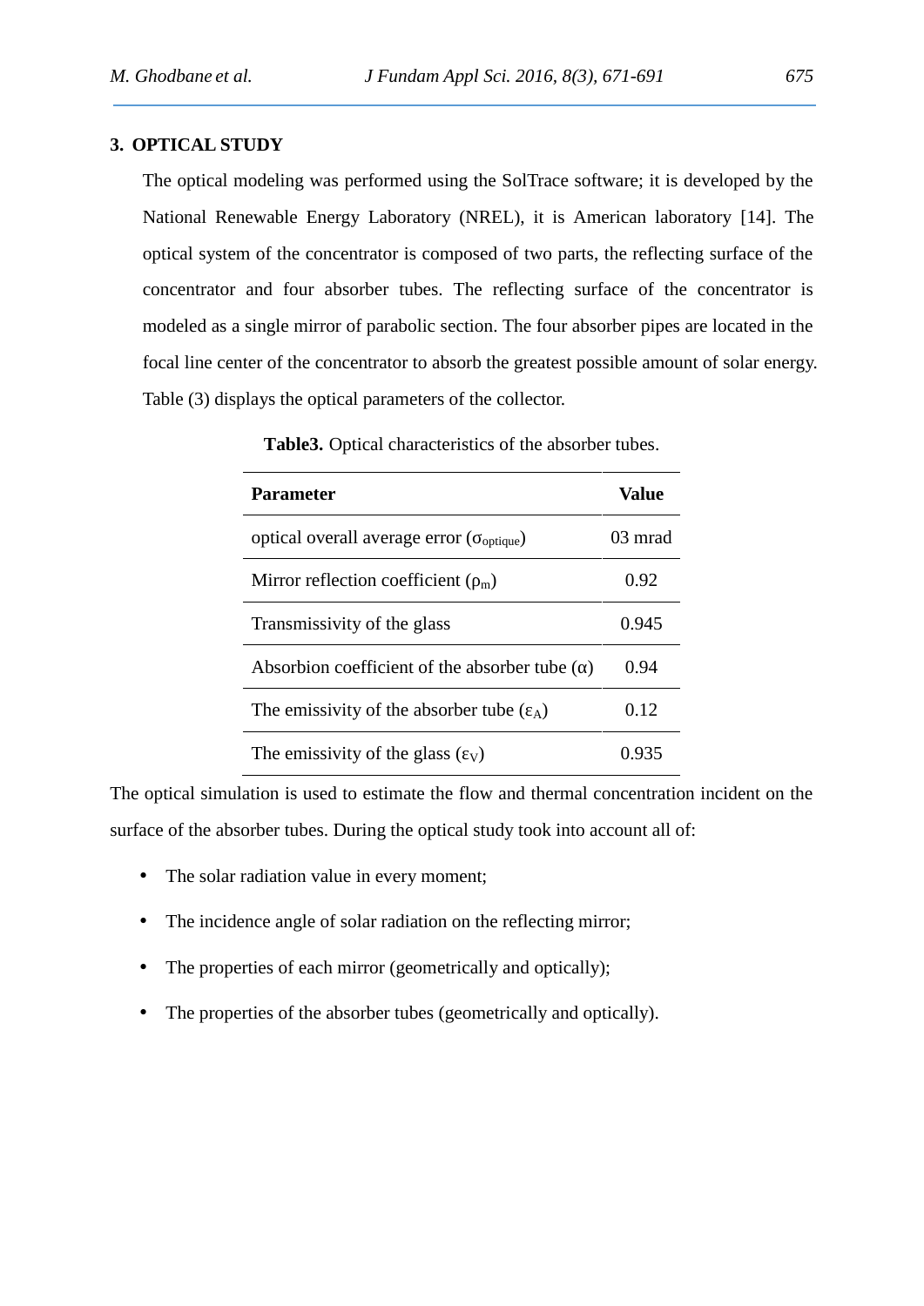## 3. OPTICAL STUDY

The optical modeling was performed using the SolTrace software; it is developed by the National Renewable Energy Laboratory (NREL), it is American laboratory [14]. The optical system of the concentrator is composed of two parts, the reflecting surface of the concentrator and four absorber tubes. The reflecting surface of the concentrator is modeled as a single mirror of parabolic section. The four absorber pipes are located in the focal line center of the concentrator to absorb the greatest possible amount of solar energy. Table (3) displays the optical parameters of the collector.

**Table3.** Optical characteristics of the absorber tubes.

| **Parameter** | **Value** |
|---|---|
| optical overall average error ($\sigma_{optique}$) | 03 mrad |
| Mirror reflection coefficient ($\rho_m$) | 0.92 |
| Transmissivity of the glass | 0.945 |
| Absorbion coefficient of the absorber tube ($\alpha$) | 0.94 |
| The emissivity of the absorber tube ($\varepsilon_A$) | 0.12 |
| The emissivity of the glass ($\varepsilon_V$) | 0.935 |

The optical simulation is used to estimate the flow and thermal concentration incident on the surface of the absorber tubes. During the optical study took into account all of:

- The solar radiation value in every moment;
- The incidence angle of solar radiation on the reflecting mirror;
- The properties of each mirror (geometrically and optically);
- The properties of the absorber tubes (geometrically and optically).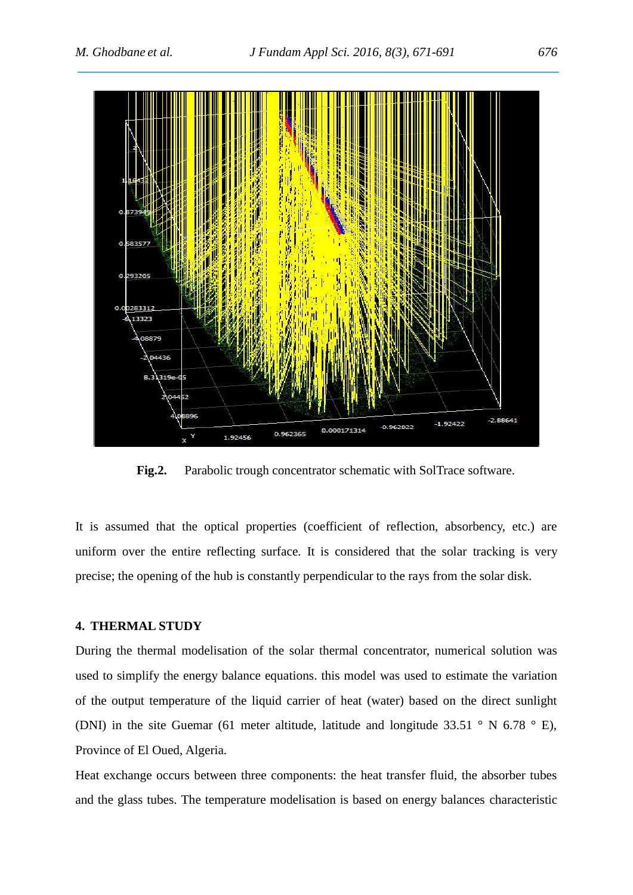**Fig.2.** Parabolic trough concentrator schematic with SolTrace software.

It is assumed that the optical properties (coefficient of reflection, absorbency, etc.) are uniform over the entire reflecting surface. It is considered that the solar tracking is very precise; the opening of the hub is constantly perpendicular to the rays from the solar disk.

## 4. THERMAL STUDY

During the thermal modelisation of the solar thermal concentrator, numerical solution was used to simplify the energy balance equations. this model was used to estimate the variation of the output temperature of the liquid carrier of heat (water) based on the direct sunlight (DNI) in the site Guemar (61 meter altitude, latitude and longitude 33.51 ° N 6.78 ° E), Province of El Oued, Algeria.

Heat exchange occurs between three components: the heat transfer fluid, the absorber tubes and the glass tubes. The temperature modelisation is based on energy balances characteristic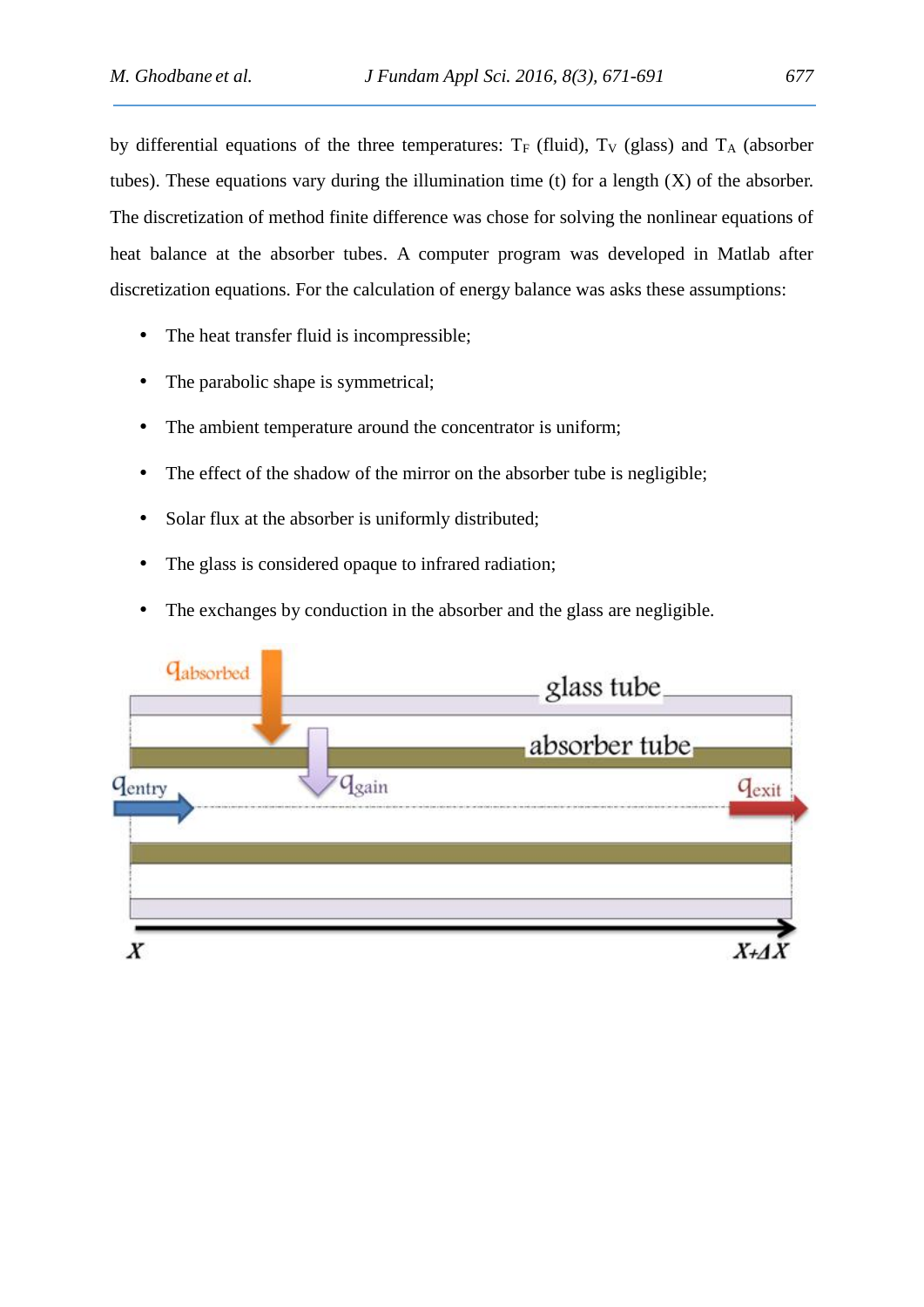by differential equations of the three temperatures: $T_F$ (fluid), $T_V$ (glass) and $T_A$ (absorber tubes). These equations vary during the illumination time (t) for a length (X) of the absorber. The discretization of method finite difference was chose for solving the nonlinear equations of heat balance at the absorber tubes. A computer program was developed in Matlab after discretization equations. For the calculation of energy balance was asks these assumptions:

- The heat transfer fluid is incompressible;
- The parabolic shape is symmetrical;
- The ambient temperature around the concentrator is uniform;
- The effect of the shadow of the mirror on the absorber tube is negligible;
- Solar flux at the absorber is uniformly distributed;
- The glass is considered opaque to infrared radiation;
- The exchanges by conduction in the absorber and the glass are negligible.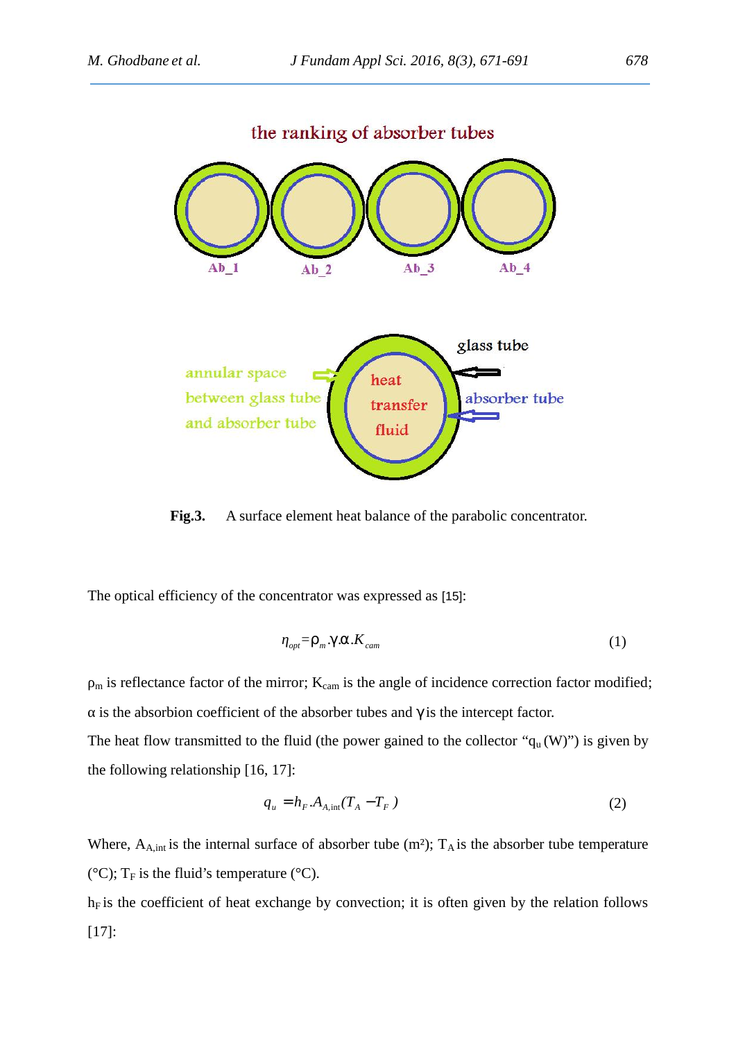**Fig.3.** A surface element heat balance of the parabolic concentrator.

The optical efficiency of the concentrator was expressed as [15]:

$$\eta_{opt} = \rho_m . \gamma . \alpha . K_{cam} \tag{1}$$

$\rho_m$ is reflectance factor of the mirror; $K_{cam}$ is the angle of incidence correction factor modified; $\alpha$ is the absorbion coefficient of the absorber tubes and $\gamma$ is the intercept factor.

The heat flow transmitted to the fluid (the power gained to the collector "$q_u$ (W)") is given by the following relationship [16, 17]:

$$q_u = h_F . A_{A,\text{int}} (T_A - T_F) \tag{2}$$

Where, $A_{A,\text{int}}$ is the internal surface of absorber tube (m²); $T_A$ is the absorber tube temperature (°C); $T_F$ is the fluid's temperature (°C).

$h_F$ is the coefficient of heat exchange by convection; it is often given by the relation follows [17]: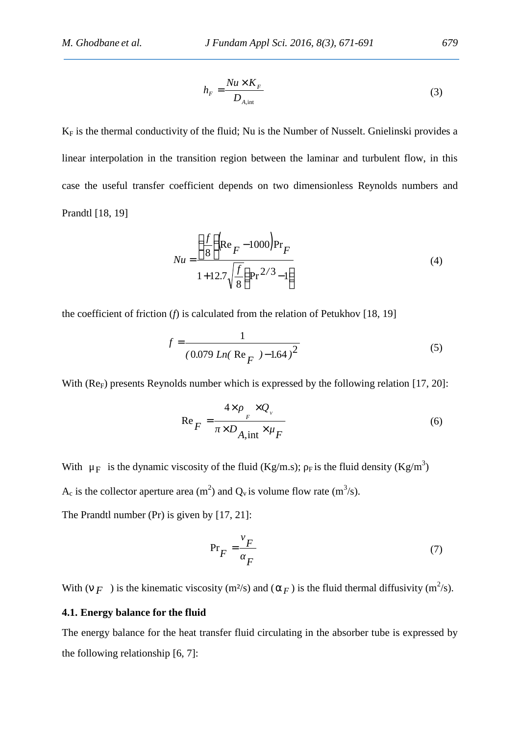$$h_F = \frac{Nu \times K_F}{D_{A,\text{int}}} \tag{3}$$

$K_F$ is the thermal conductivity of the fluid; Nu is the Number of Nusselt. Gnielinski provides a linear interpolation in the transition region between the laminar and turbulent flow, in this case the useful transfer coefficient depends on two dimensionless Reynolds numbers and Prandtl [18, 19]

$$Nu = \frac{\left(\frac{f}{8}\right)\left(\text{Re}_F - 1000\right)\text{Pr}_F}{1 + 12.7\sqrt{\frac{f}{8}}\left(\text{Pr}^{2/3} - 1\right)} \tag{4}$$

the coefficient of friction ($f$) is calculated from the relation of Petukhov [18, 19]

$$f = \frac{1}{(0.079\ Ln(\text{Re}_F) - 1.64)^2} \tag{5}$$

With ($\text{Re}_F$) presents Reynolds number which is expressed by the following relation [17, 20]:

$$\text{Re}_F = \frac{4 \times \rho_F \times Q_v}{\pi \times D_{A,\text{int}} \times \mu_F} \tag{6}$$

With $\mu_F$ is the dynamic viscosity of the fluid (Kg/m.s); $\rho_F$ is the fluid density (Kg/m$^3$)
$A_c$ is the collector aperture area (m$^2$) and $Q_v$ is volume flow rate (m$^3$/s).

The Prandtl number (Pr) is given by [17, 21]:

$$\text{Pr}_F = \frac{\nu_F}{\alpha_F} \tag{7}$$

With ($\nu_F$) is the kinematic viscosity (m²/s) and ($\alpha_F$) is the fluid thermal diffusivity (m$^2$/s).

### 4.1. Energy balance for the fluid

The energy balance for the heat transfer fluid circulating in the absorber tube is expressed by the following relationship [6, 7]: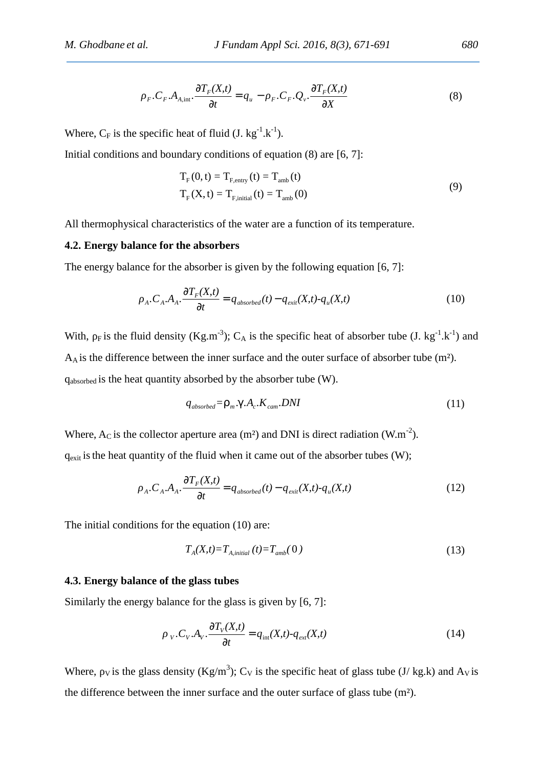$$\rho_F.C_F.A_{A,\text{int}}.\frac{\partial T_F(X,t)}{\partial t} = q_u - \rho_F.C_F.Q_v.\frac{\partial T_F(X,t)}{\partial X} \tag{8}$$

Where, $C_F$ is the specific heat of fluid (J. $kg^{-1}.k^{-1}$).

Initial conditions and boundary conditions of equation (8) are [6, 7]:

$$\begin{aligned} T_F(0,t) &= T_{F,\text{entry}}(t) = T_{amb}(t) \\ T_F(X,t) &= T_{F,\text{initial}}(t) = T_{amb}(0) \end{aligned} \tag{9}$$

All thermophysical characteristics of the water are a function of its temperature.

### 4.2. Energy balance for the absorbers

The energy balance for the absorber is given by the following equation [6, 7]:

$$\rho_A.C_A.A_A.\frac{\partial T_F(X,t)}{\partial t} = q_{absorbed}(t) - q_{exit}(X,t)\text{-}q_u(X,t) \tag{10}$$

With, $\rho_F$ is the fluid density (Kg.$m^{-3}$); $C_A$ is the specific heat of absorber tube (J. $kg^{-1}.k^{-1}$) and $A_A$ is the difference between the inner surface and the outer surface of absorber tube (m²).

$q_{absorbed}$ is the heat quantity absorbed by the absorber tube (W).

$$q_{absorbed} = \rho_m.\gamma.A_c.K_{cam}.DNI \tag{11}$$

Where, $A_C$ is the collector aperture area (m²) and DNI is direct radiation (W.$m^{-2}$).

$q_{exit}$ is the heat quantity of the fluid when it came out of the absorber tubes (W);

$$\rho_A.C_A.A_A.\frac{\partial T_F(X,t)}{\partial t} = q_{absorbed}(t) - q_{exit}(X,t)\text{-}q_u(X,t) \tag{12}$$

The initial conditions for the equation (10) are:

$$T_A(X,t) = T_{A,initial}(t) = T_{amb}(0) \tag{13}$$

### 4.3. Energy balance of the glass tubes

Similarly the energy balance for the glass is given by [6, 7]:

$$\rho_V.C_V.A_V.\frac{\partial T_V(X,t)}{\partial t} = q_{\text{int}}(X,t)\text{-}q_{ext}(X,t) \tag{14}$$

Where, $\rho_V$ is the glass density (Kg/$m^3$); $C_V$ is the specific heat of glass tube (J/ kg.k) and $A_V$ is the difference between the inner surface and the outer surface of glass tube (m²).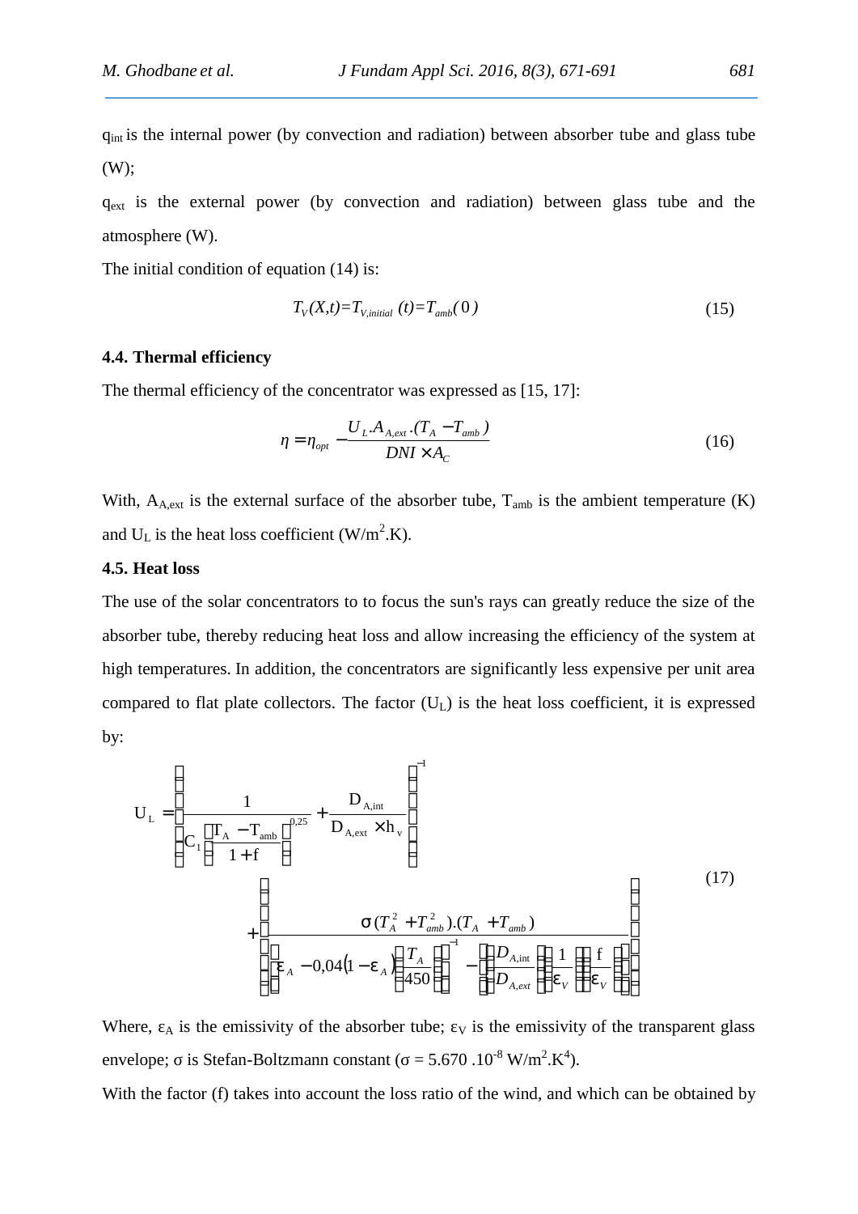$q_{int}$ is the internal power (by convection and radiation) between absorber tube and glass tube (W);

$q_{ext}$ is the external power (by convection and radiation) between glass tube and the atmosphere (W).

The initial condition of equation (14) is:

$$T_V(X,t)=T_{V,initial}\ (t)=T_{amb}(0) \tag{15}$$

### 4.4. Thermal efficiency

The thermal efficiency of the concentrator was expressed as [15, 17]:

$$\eta = \eta_{opt} - \frac{U_L.A_{A,ext}.(T_A - T_{amb})}{DNI \times A_C} \tag{16}$$

With, $A_{A,ext}$ is the external surface of the absorber tube, $T_{amb}$ is the ambient temperature (K) and $U_L$ is the heat loss coefficient (W/m$^2$.K).

### 4.5. Heat loss

The use of the solar concentrators to to focus the sun's rays can greatly reduce the size of the absorber tube, thereby reducing heat loss and allow increasing the efficiency of the system at high temperatures. In addition, the concentrators are significantly less expensive per unit area compared to flat plate collectors. The factor ($U_L$) is the heat loss coefficient, it is expressed by:

$$U_L = \left( \frac{1}{C_1 \left( \frac{T_A - T_{amb}}{1+f} \right)^{0,25}} + \frac{D_{A,int}}{D_{A,ext} \times h_v} \right)^{-1} + \left( \frac{\sigma (T_A^2 + T_{amb}^2).(T_A + T_{amb})}{\left( \varepsilon_A - 0,04(1-\varepsilon_A)\left( \frac{T_A}{450} \right) \right)^{-1} - \left( \left( \frac{D_{A,int}}{D_{A,ext}} \right) \left( \frac{1}{\varepsilon_V} \right) \left( \frac{f}{\varepsilon_V} \right) \right)} \right) \tag{17}$$

Where, $\varepsilon_A$ is the emissivity of the absorber tube; $\varepsilon_V$ is the emissivity of the transparent glass envelope; $\sigma$ is Stefan-Boltzmann constant ($\sigma = 5.670 .10^{-8}$ W/m$^2$.K$^4$).

With the factor (f) takes into account the loss ratio of the wind, and which can be obtained by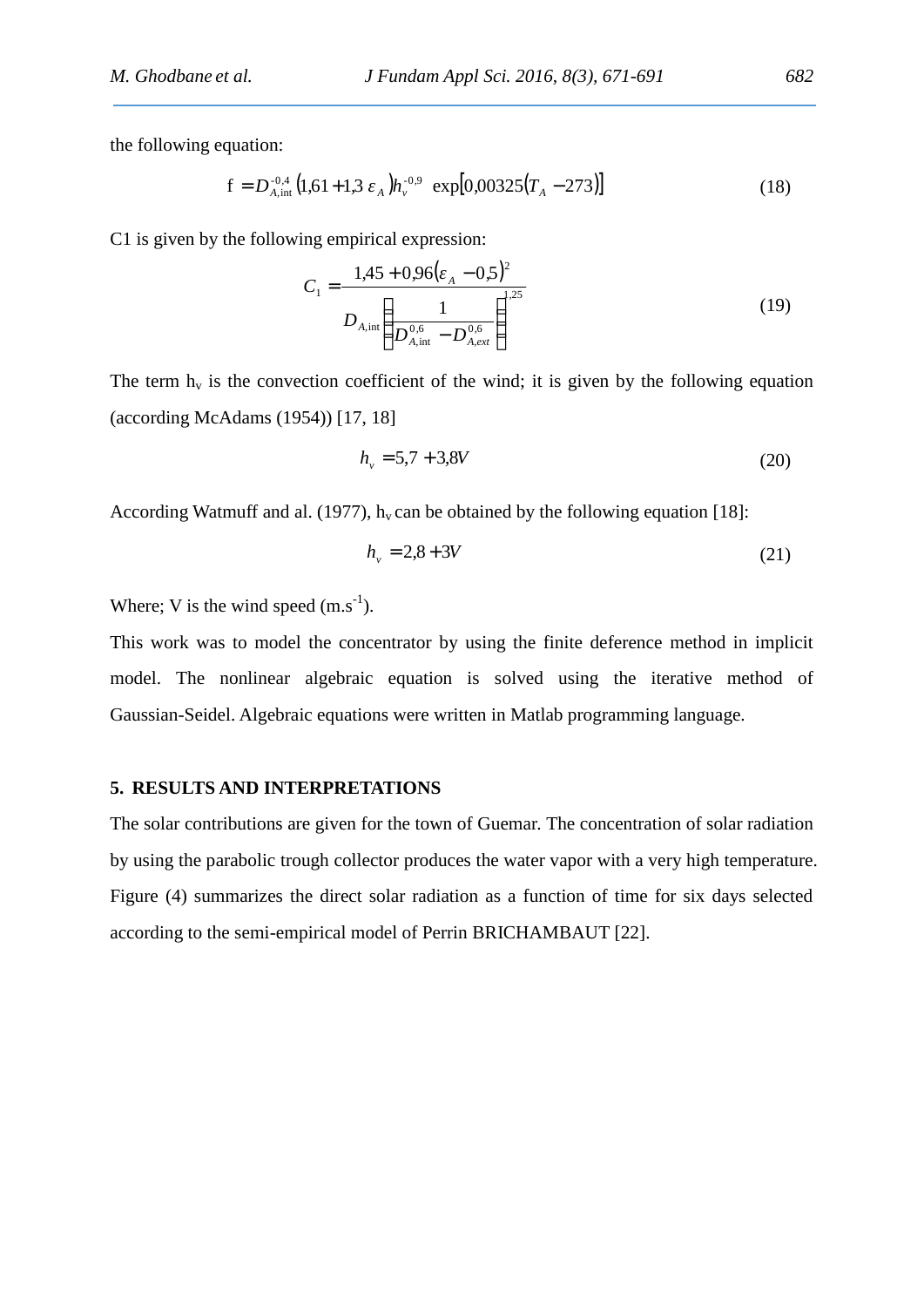the following equation:

$$\mathrm{f} = D_{A,\mathrm{int}}^{-0,4}\left(1{,}61 + 1{,}3\ \varepsilon_{A}\right)h_{v}^{-0,9}\ \exp\left[0{,}00325\left(T_{A} - 273\right)\right] \tag{18}$$

C1 is given by the following empirical expression:

$$C_{1} = \frac{1{,}45 + 0{,}96\left(\varepsilon_{A} - 0{,}5\right)^{2}}{D_{A,\mathrm{int}}\left(\dfrac{1}{D_{A,\mathrm{int}}^{0,6} - D_{A,ext}^{0,6}}\right)^{1,25}} \tag{19}$$

The term $h_v$ is the convection coefficient of the wind; it is given by the following equation (according McAdams (1954)) [17, 18]

$$h_{v} = 5{,}7 + 3{,}8V \tag{20}$$

According Watmuff and al. (1977), $h_v$ can be obtained by the following equation [18]:

$$h_{v} = 2{,}8 + 3V \tag{21}$$

Where; V is the wind speed ($m.s^{-1}$).

This work was to model the concentrator by using the finite deference method in implicit model. The nonlinear algebraic equation is solved using the iterative method of Gaussian-Seidel. Algebraic equations were written in Matlab programming language.

## 5. RESULTS AND INTERPRETATIONS

The solar contributions are given for the town of Guemar. The concentration of solar radiation by using the parabolic trough collector produces the water vapor with a very high temperature. Figure (4) summarizes the direct solar radiation as a function of time for six days selected according to the semi-empirical model of Perrin BRICHAMBAUT [22].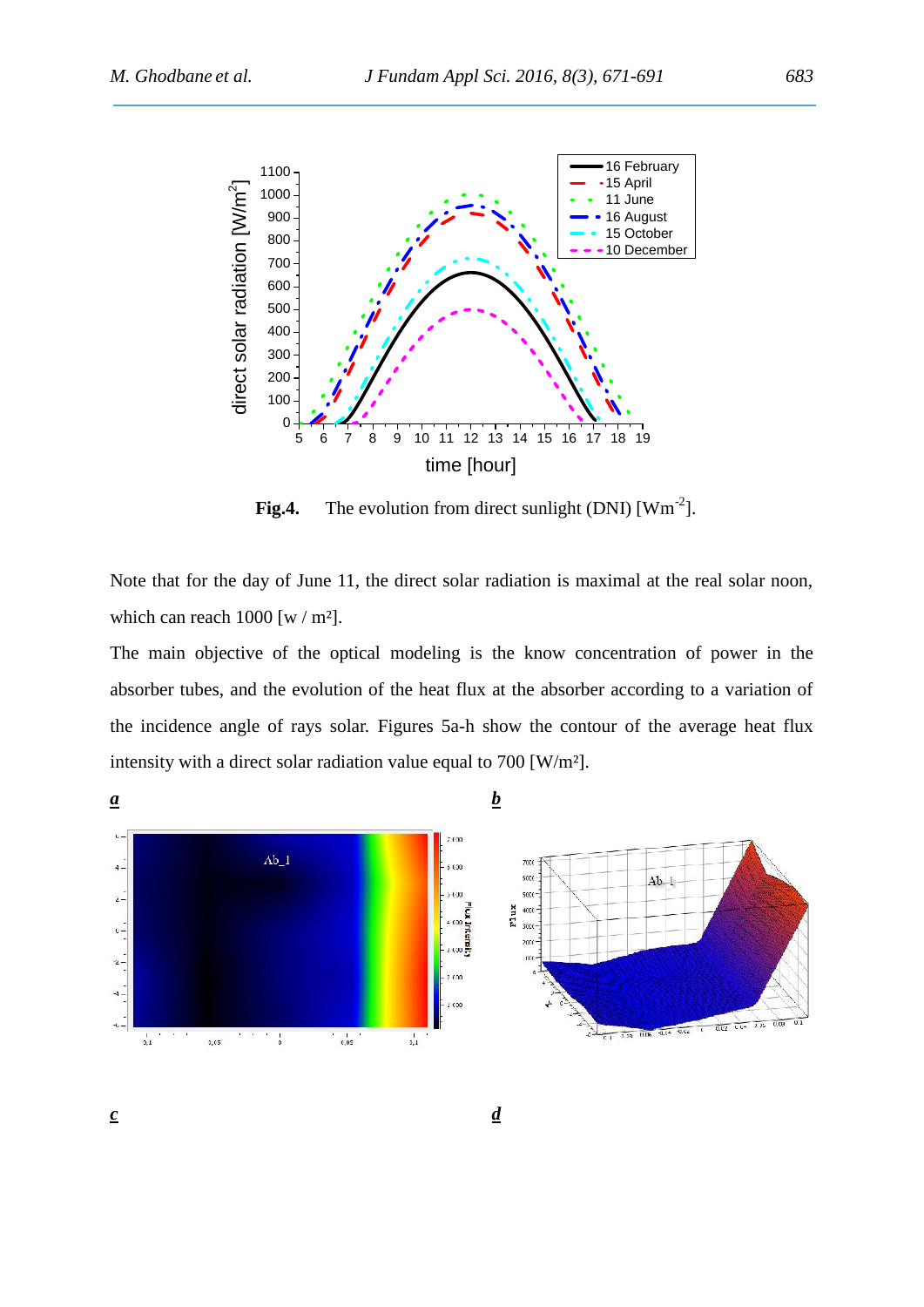**Fig.4.** The evolution from direct sunlight (DNI) [Wm$^{-2}$].

Note that for the day of June 11, the direct solar radiation is maximal at the real solar noon, which can reach 1000 [w / m²].

The main objective of the optical modeling is the know concentration of power in the absorber tubes, and the evolution of the heat flux at the absorber according to a variation of the incidence angle of rays solar. Figures 5a-h show the contour of the average heat flux intensity with a direct solar radiation value equal to 700 [W/m²].

***a*** ***b***

***c*** ***d***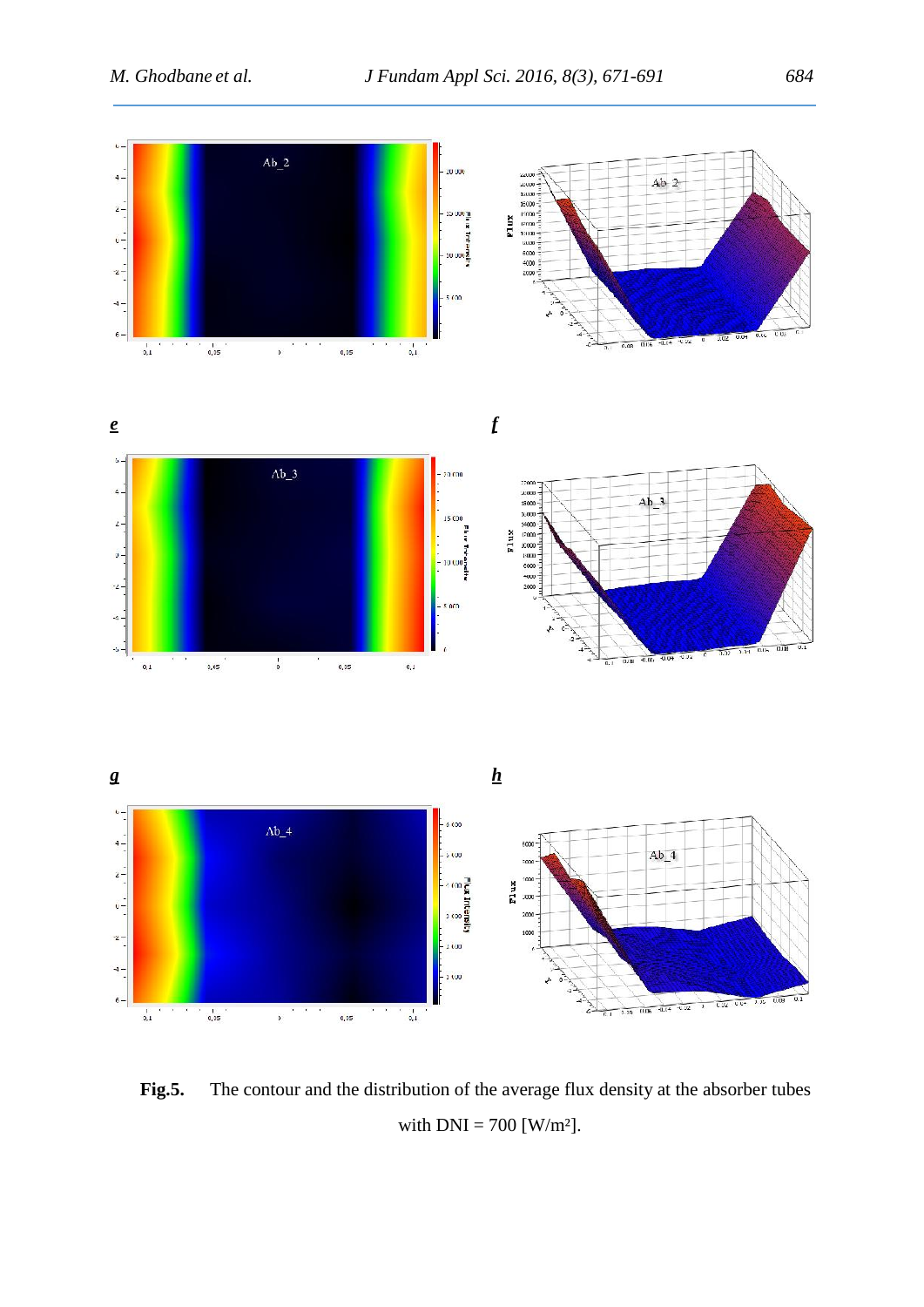*e*

*f*

*g*

*h*

**Fig.5.** The contour and the distribution of the average flux density at the absorber tubes with DNI = 700 [W/m²].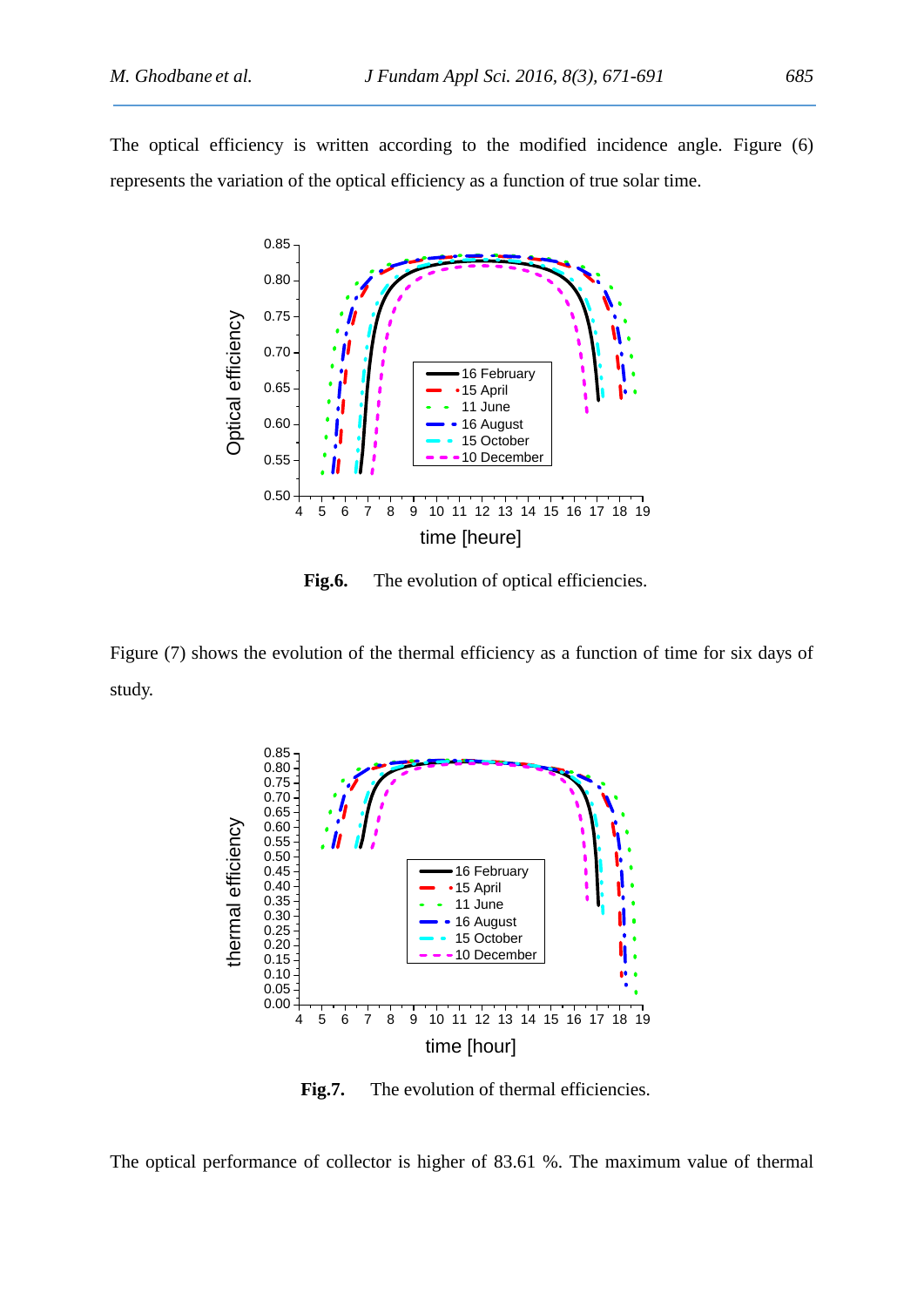The optical efficiency is written according to the modified incidence angle. Figure (6) represents the variation of the optical efficiency as a function of true solar time.

**Fig.6.** The evolution of optical efficiencies.

Figure (7) shows the evolution of the thermal efficiency as a function of time for six days of study.

**Fig.7.** The evolution of thermal efficiencies.

The optical performance of collector is higher of 83.61 %. The maximum value of thermal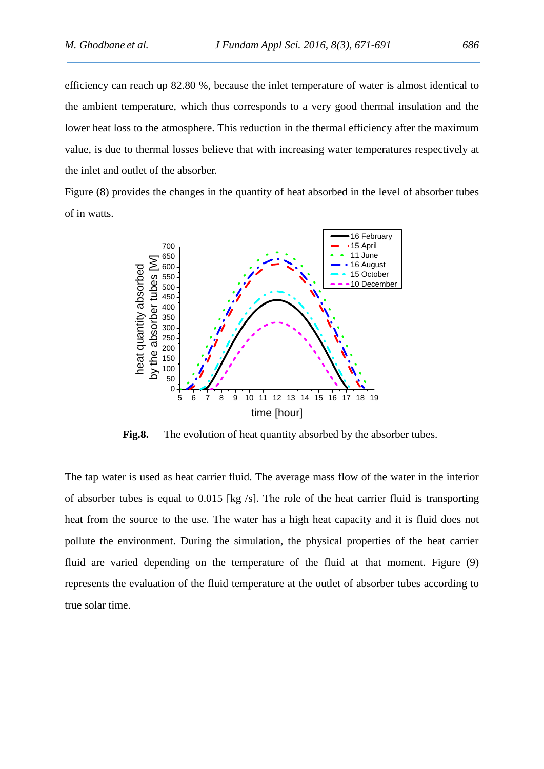efficiency can reach up 82.80 %, because the inlet temperature of water is almost identical to the ambient temperature, which thus corresponds to a very good thermal insulation and the lower heat loss to the atmosphere. This reduction in the thermal efficiency after the maximum value, is due to thermal losses believe that with increasing water temperatures respectively at the inlet and outlet of the absorber.

Figure (8) provides the changes in the quantity of heat absorbed in the level of absorber tubes of in watts.

**Fig.8.** The evolution of heat quantity absorbed by the absorber tubes.

The tap water is used as heat carrier fluid. The average mass flow of the water in the interior of absorber tubes is equal to 0.015 [kg /s]. The role of the heat carrier fluid is transporting heat from the source to the use. The water has a high heat capacity and it is fluid does not pollute the environment. During the simulation, the physical properties of the heat carrier fluid are varied depending on the temperature of the fluid at that moment. Figure (9) represents the evaluation of the fluid temperature at the outlet of absorber tubes according to true solar time.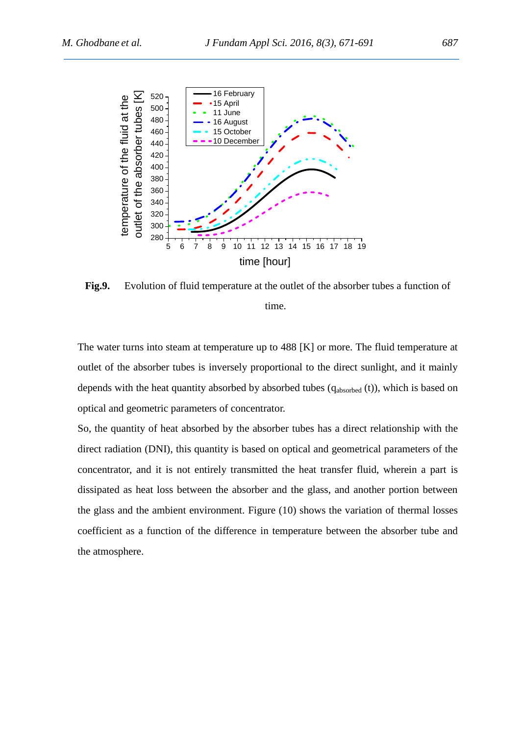**Fig.9.** Evolution of fluid temperature at the outlet of the absorber tubes a function of time.

The water turns into steam at temperature up to 488 [K] or more. The fluid temperature at outlet of the absorber tubes is inversely proportional to the direct sunlight, and it mainly depends with the heat quantity absorbed by absorbed tubes ($q_{absorbed}$ (t)), which is based on optical and geometric parameters of concentrator.

So, the quantity of heat absorbed by the absorber tubes has a direct relationship with the direct radiation (DNI), this quantity is based on optical and geometrical parameters of the concentrator, and it is not entirely transmitted the heat transfer fluid, wherein a part is dissipated as heat loss between the absorber and the glass, and another portion between the glass and the ambient environment. Figure (10) shows the variation of thermal losses coefficient as a function of the difference in temperature between the absorber tube and the atmosphere.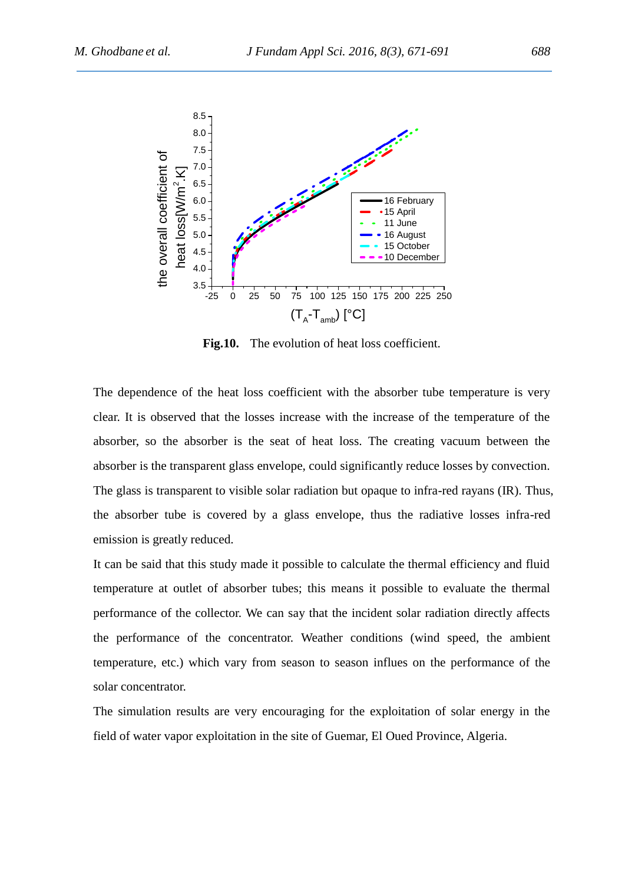**Fig.10.** The evolution of heat loss coefficient.

The dependence of the heat loss coefficient with the absorber tube temperature is very clear. It is observed that the losses increase with the increase of the temperature of the absorber, so the absorber is the seat of heat loss. The creating vacuum between the absorber is the transparent glass envelope, could significantly reduce losses by convection. The glass is transparent to visible solar radiation but opaque to infra-red rayans (IR). Thus, the absorber tube is covered by a glass envelope, thus the radiative losses infra-red emission is greatly reduced.

It can be said that this study made it possible to calculate the thermal efficiency and fluid temperature at outlet of absorber tubes; this means it possible to evaluate the thermal performance of the collector. We can say that the incident solar radiation directly affects the performance of the concentrator. Weather conditions (wind speed, the ambient temperature, etc.) which vary from season to season influes on the performance of the solar concentrator.

The simulation results are very encouraging for the exploitation of solar energy in the field of water vapor exploitation in the site of Guemar, El Oued Province, Algeria.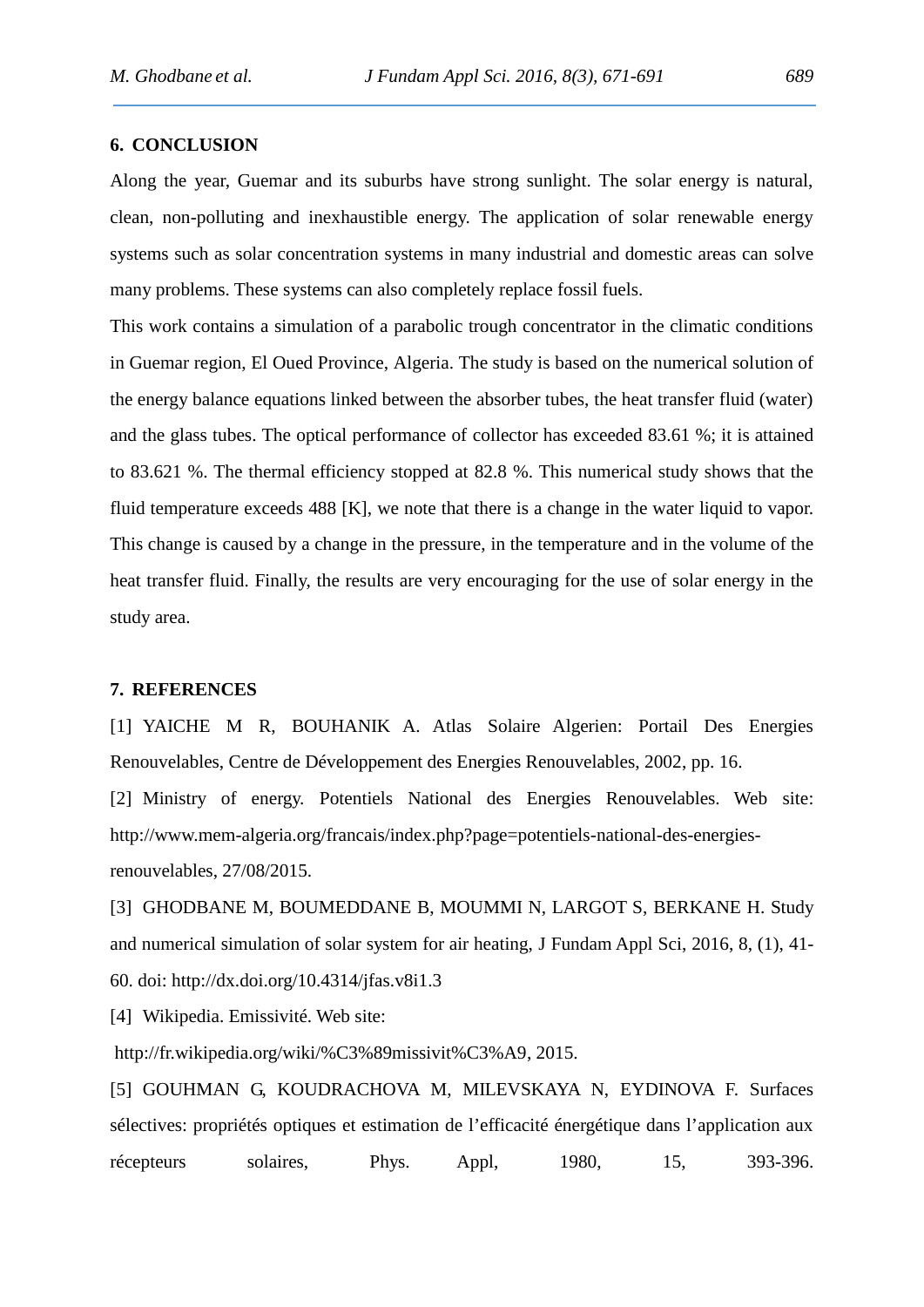## 6. CONCLUSION

Along the year, Guemar and its suburbs have strong sunlight. The solar energy is natural, clean, non-polluting and inexhaustible energy. The application of solar renewable energy systems such as solar concentration systems in many industrial and domestic areas can solve many problems. These systems can also completely replace fossil fuels.

This work contains a simulation of a parabolic trough concentrator in the climatic conditions in Guemar region, El Oued Province, Algeria. The study is based on the numerical solution of the energy balance equations linked between the absorber tubes, the heat transfer fluid (water) and the glass tubes. The optical performance of collector has exceeded 83.61 %; it is attained to 83.621 %. The thermal efficiency stopped at 82.8 %. This numerical study shows that the fluid temperature exceeds 488 [K], we note that there is a change in the water liquid to vapor. This change is caused by a change in the pressure, in the temperature and in the volume of the heat transfer fluid. Finally, the results are very encouraging for the use of solar energy in the study area.

## 7. REFERENCES

[1] YAICHE M R, BOUHANIK A. Atlas Solaire Algerien: Portail Des Energies Renouvelables, Centre de Développement des Energies Renouvelables, 2002, pp. 16.

[2] Ministry of energy. Potentiels National des Energies Renouvelables. Web site: http://www.mem-algeria.org/francais/index.php?page=potentiels-national-des-energies-renouvelables, 27/08/2015.

[3] GHODBANE M, BOUMEDDANE B, MOUMMI N, LARGOT S, BERKANE H. Study and numerical simulation of solar system for air heating, J Fundam Appl Sci, 2016, 8, (1), 41-60. doi: http://dx.doi.org/10.4314/jfas.v8i1.3

[4] Wikipedia. Emissivité. Web site: http://fr.wikipedia.org/wiki/%C3%89missivit%C3%A9, 2015.

[5] GOUHMAN G, KOUDRACHOVA M, MILEVSKAYA N, EYDINOVA F. Surfaces sélectives: propriétés optiques et estimation de l'efficacité énergétique dans l'application aux récepteurs solaires, Phys. Appl, 1980, 15, 393-396.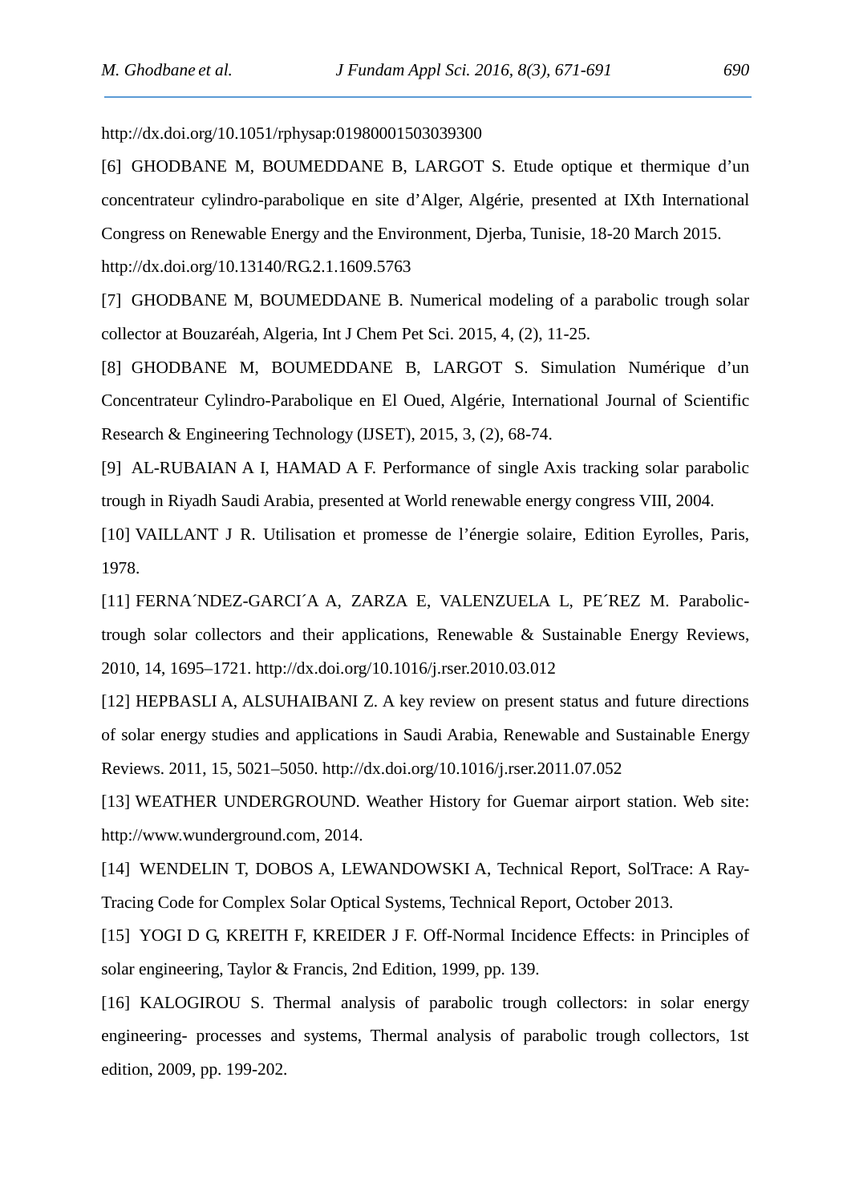http://dx.doi.org/10.1051/rphysap:01980001503039300

[6] GHODBANE M, BOUMEDDANE B, LARGOT S. Etude optique et thermique d'un concentrateur cylindro-parabolique en site d'Alger, Algérie, presented at IXth International Congress on Renewable Energy and the Environment, Djerba, Tunisie, 18-20 March 2015. http://dx.doi.org/10.13140/RG.2.1.1609.5763

[7] GHODBANE M, BOUMEDDANE B. Numerical modeling of a parabolic trough solar collector at Bouzaréah, Algeria, Int J Chem Pet Sci. 2015, 4, (2), 11-25.

[8] GHODBANE M, BOUMEDDANE B, LARGOT S. Simulation Numérique d'un Concentrateur Cylindro-Parabolique en El Oued, Algérie, International Journal of Scientific Research & Engineering Technology (IJSET), 2015, 3, (2), 68-74.

[9] AL-RUBAIAN A I, HAMAD A F. Performance of single Axis tracking solar parabolic trough in Riyadh Saudi Arabia, presented at World renewable energy congress VIII, 2004.

[10] VAILLANT J R. Utilisation et promesse de l'énergie solaire, Edition Eyrolles, Paris, 1978.

[11] FERNA´NDEZ-GARCI´A A, ZARZA E, VALENZUELA L, PE´REZ M. Parabolic-trough solar collectors and their applications, Renewable & Sustainable Energy Reviews, 2010, 14, 1695–1721. http://dx.doi.org/10.1016/j.rser.2010.03.012

[12] HEPBASLI A, ALSUHAIBANI Z. A key review on present status and future directions of solar energy studies and applications in Saudi Arabia, Renewable and Sustainable Energy Reviews. 2011, 15, 5021–5050. http://dx.doi.org/10.1016/j.rser.2011.07.052

[13] WEATHER UNDERGROUND. Weather History for Guemar airport station. Web site: http://www.wunderground.com, 2014.

[14] WENDELIN T, DOBOS A, LEWANDOWSKI A, Technical Report, SolTrace: A Ray-Tracing Code for Complex Solar Optical Systems, Technical Report, October 2013.

[15] YOGI D G, KREITH F, KREIDER J F. Off-Normal Incidence Effects: in Principles of solar engineering, Taylor & Francis, 2nd Edition, 1999, pp. 139.

[16] KALOGIROU S. Thermal analysis of parabolic trough collectors: in solar energy engineering- processes and systems, Thermal analysis of parabolic trough collectors, 1st edition, 2009, pp. 199-202.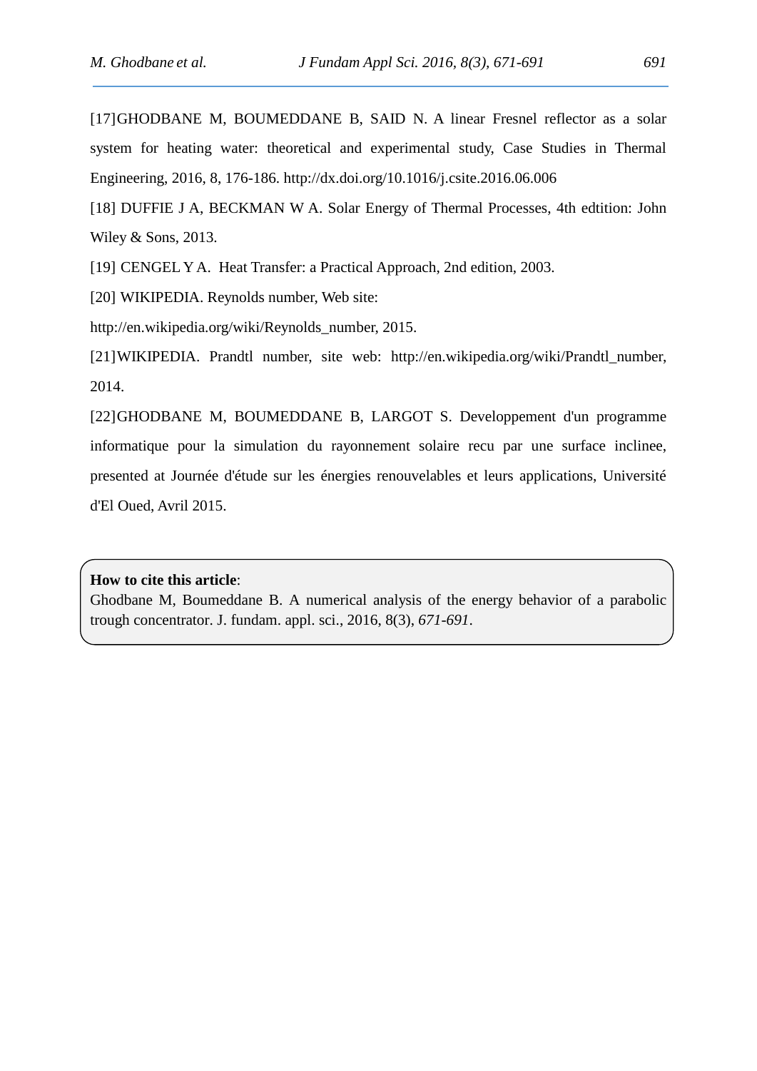[17] GHODBANE M, BOUMEDDANE B, SAID N. A linear Fresnel reflector as a solar system for heating water: theoretical and experimental study, Case Studies in Thermal Engineering, 2016, 8, 176-186. http://dx.doi.org/10.1016/j.csite.2016.06.006

[18] DUFFIE J A, BECKMAN W A. Solar Energy of Thermal Processes, 4th edtition: John Wiley & Sons, 2013.

[19] CENGEL Y A. Heat Transfer: a Practical Approach, 2nd edition, 2003.

[20] WIKIPEDIA. Reynolds number, Web site: http://en.wikipedia.org/wiki/Reynolds_number, 2015.

[21] WIKIPEDIA. Prandtl number, site web: http://en.wikipedia.org/wiki/Prandtl_number, 2014.

[22] GHODBANE M, BOUMEDDANE B, LARGOT S. Developpement d'un programme informatique pour la simulation du rayonnement solaire recu par une surface inclinee, presented at Journée d'étude sur les énergies renouvelables et leurs applications, Université d'El Oued, Avril 2015.

**How to cite this article**:
Ghodbane M, Boumeddane B. A numerical analysis of the energy behavior of a parabolic trough concentrator. J. fundam. appl. sci., 2016, 8(3), *671-691*.